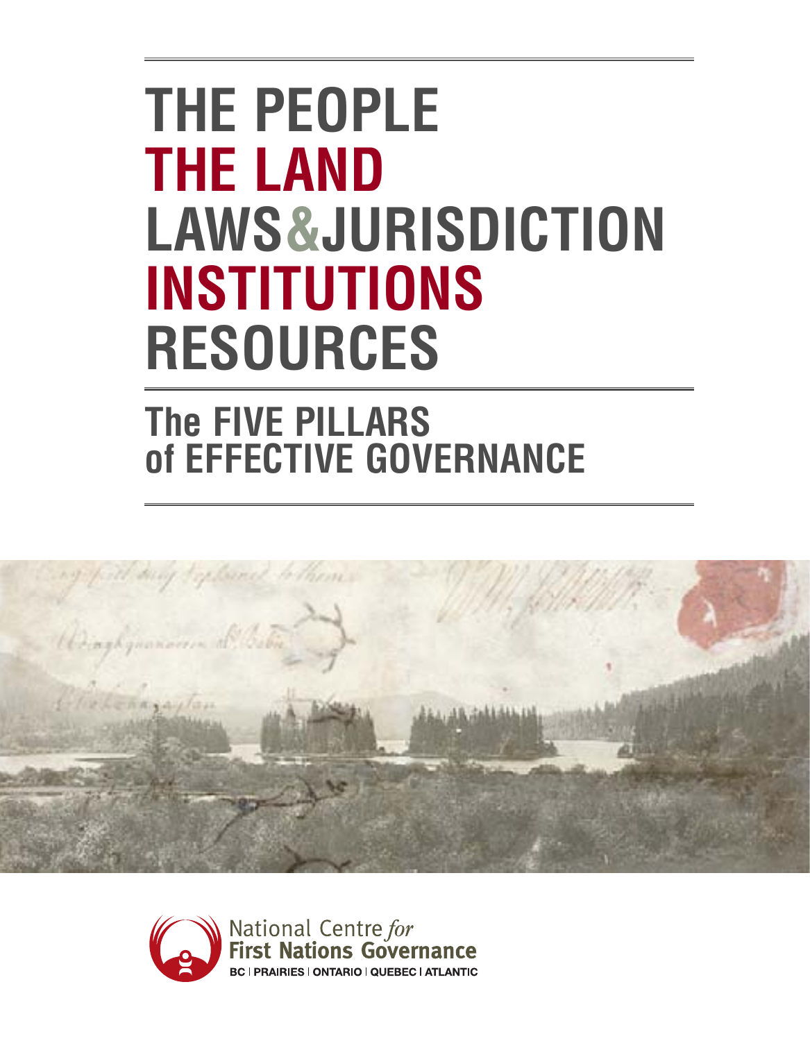# THE PEOPLE
# THE LAND
# LAWS&JURISDICTION
# INSTITUTIONS
# RESOURCES

## The FIVE PILLARS of EFFECTIVE GOVERNANCE

National Centre *for* First Nations Governance

BC | PRAIRIES | ONTARIO | QUEBEC | ATLANTIC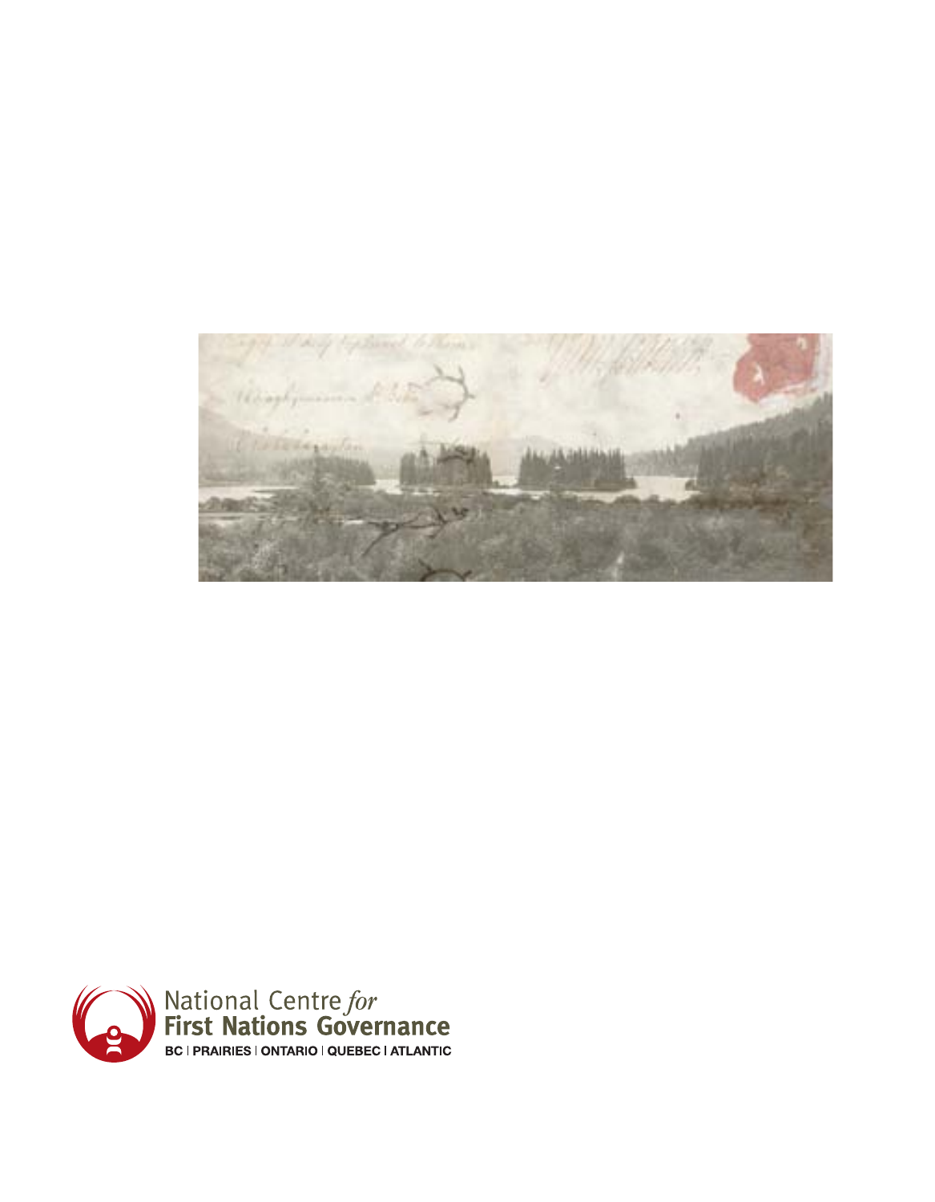National Centre *for* **First Nations Governance**

**BC | PRAIRIES | ONTARIO | QUEBEC | ATLANTIC**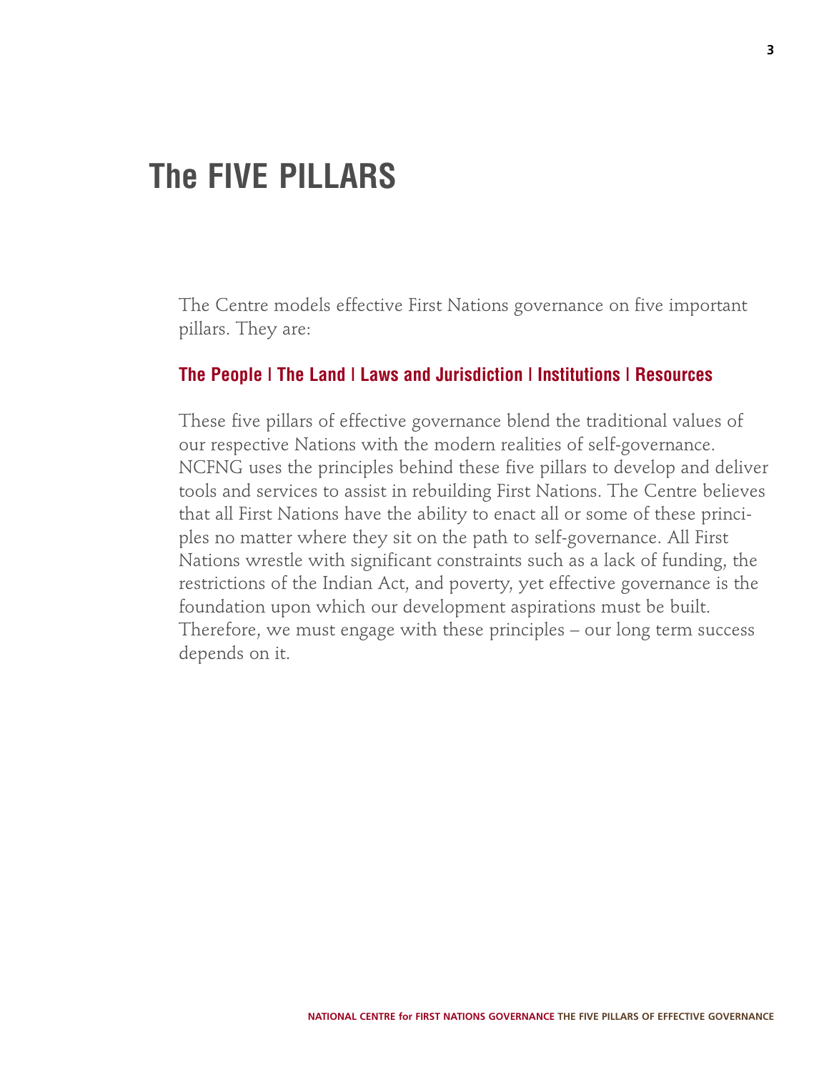# The FIVE PILLARS

The Centre models effective First Nations governance on five important pillars. They are:

**The People | The Land | Laws and Jurisdiction | Institutions | Resources**

These five pillars of effective governance blend the traditional values of our respective Nations with the modern realities of self-governance. NCFNG uses the principles behind these five pillars to develop and deliver tools and services to assist in rebuilding First Nations. The Centre believes that all First Nations have the ability to enact all or some of these principles no matter where they sit on the path to self-governance. All First Nations wrestle with significant constraints such as a lack of funding, the restrictions of the Indian Act, and poverty, yet effective governance is the foundation upon which our development aspirations must be built. Therefore, we must engage with these principles – our long term success depends on it.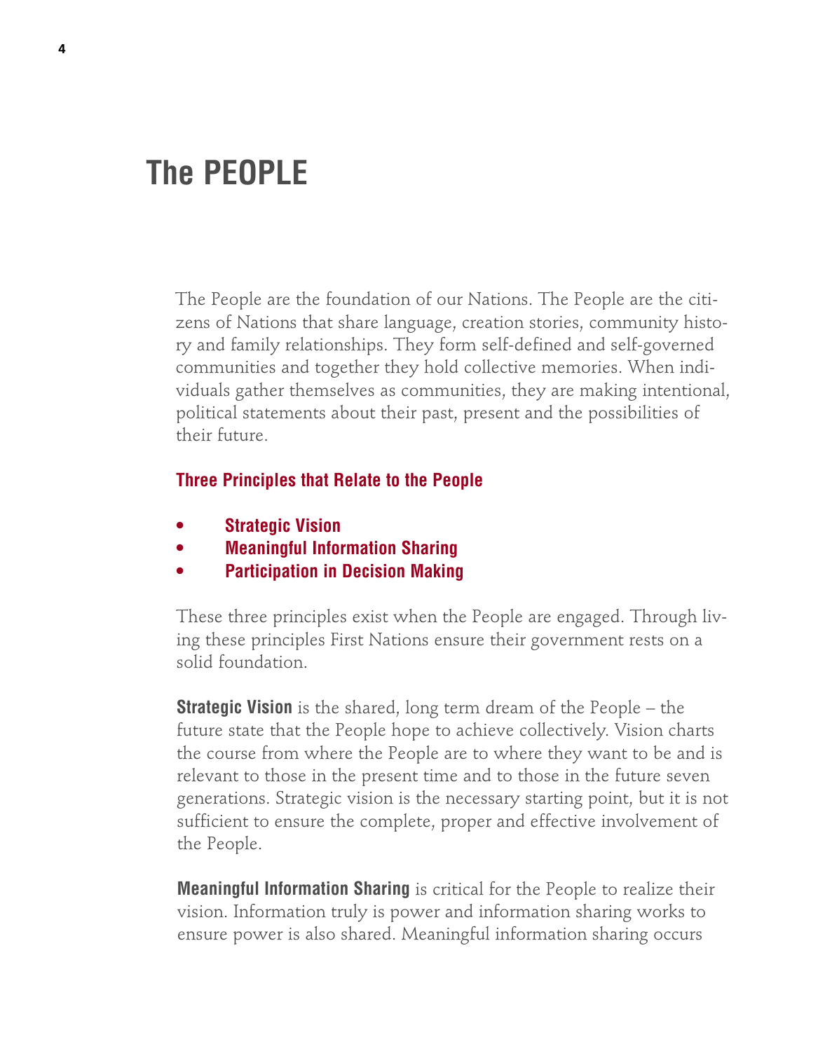# The PEOPLE

The People are the foundation of our Nations. The People are the citizens of Nations that share language, creation stories, community history and family relationships. They form self-defined and self-governed communities and together they hold collective memories. When individuals gather themselves as communities, they are making intentional, political statements about their past, present and the possibilities of their future.

### Three Principles that Relate to the People

- **Strategic Vision**
- **Meaningful Information Sharing**
- **Participation in Decision Making**

These three principles exist when the People are engaged. Through living these principles First Nations ensure their government rests on a solid foundation.

**Strategic Vision** is the shared, long term dream of the People – the future state that the People hope to achieve collectively. Vision charts the course from where the People are to where they want to be and is relevant to those in the present time and to those in the future seven generations. Strategic vision is the necessary starting point, but it is not sufficient to ensure the complete, proper and effective involvement of the People.

**Meaningful Information Sharing** is critical for the People to realize their vision. Information truly is power and information sharing works to ensure power is also shared. Meaningful information sharing occurs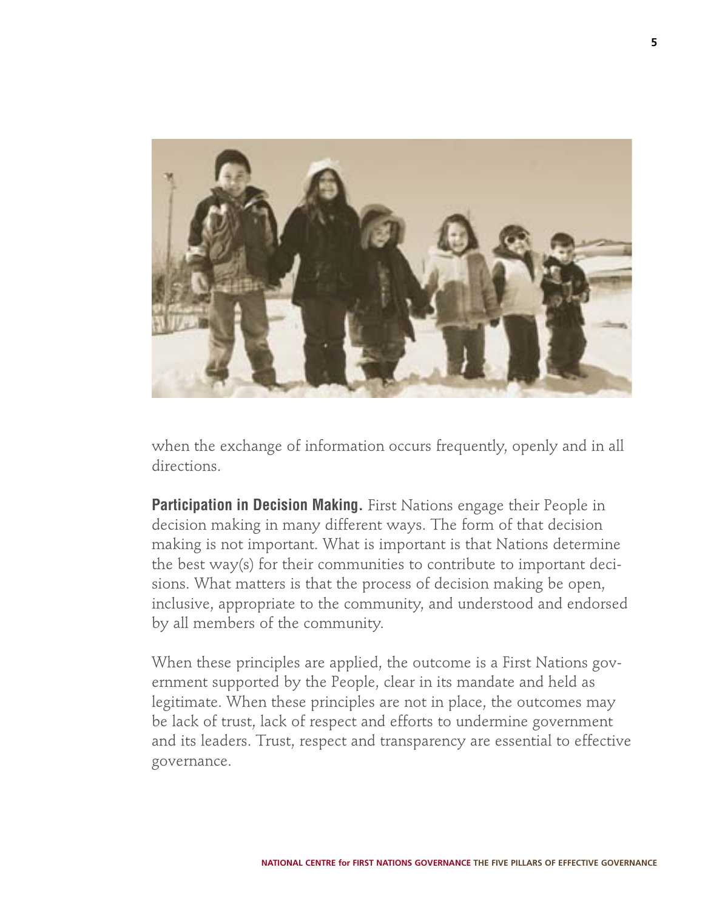when the exchange of information occurs frequently, openly and in all directions.

**Participation in Decision Making.** First Nations engage their People in decision making in many different ways. The form of that decision making is not important. What is important is that Nations determine the best way(s) for their communities to contribute to important decisions. What matters is that the process of decision making be open, inclusive, appropriate to the community, and understood and endorsed by all members of the community.

When these principles are applied, the outcome is a First Nations government supported by the People, clear in its mandate and held as legitimate. When these principles are not in place, the outcomes may be lack of trust, lack of respect and efforts to undermine government and its leaders. Trust, respect and transparency are essential to effective governance.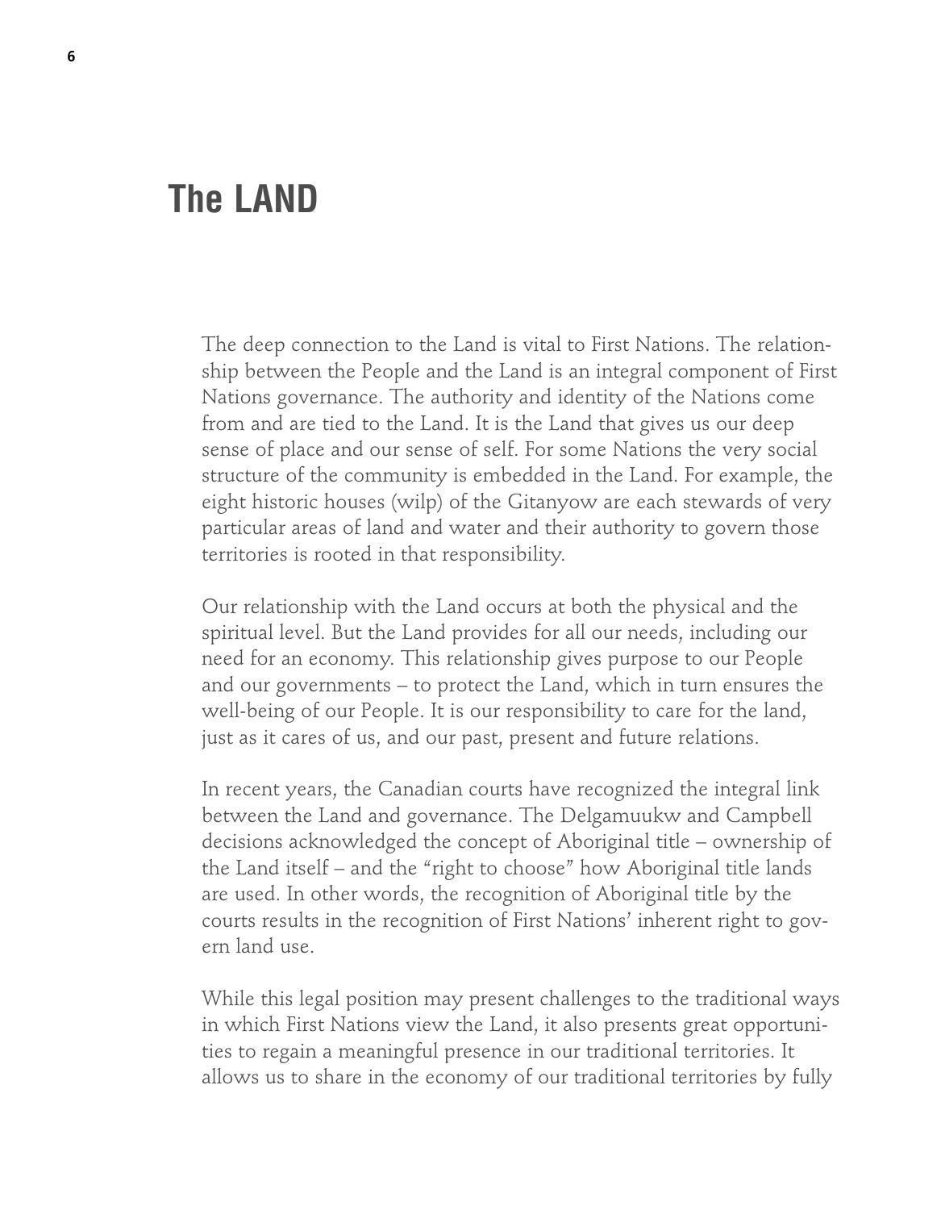# The LAND

The deep connection to the Land is vital to First Nations. The relationship between the People and the Land is an integral component of First Nations governance. The authority and identity of the Nations come from and are tied to the Land. It is the Land that gives us our deep sense of place and our sense of self. For some Nations the very social structure of the community is embedded in the Land. For example, the eight historic houses (wilp) of the Gitanyow are each stewards of very particular areas of land and water and their authority to govern those territories is rooted in that responsibility.

Our relationship with the Land occurs at both the physical and the spiritual level. But the Land provides for all our needs, including our need for an economy. This relationship gives purpose to our People and our governments – to protect the Land, which in turn ensures the well-being of our People. It is our responsibility to care for the land, just as it cares of us, and our past, present and future relations.

In recent years, the Canadian courts have recognized the integral link between the Land and governance. The Delgamuukw and Campbell decisions acknowledged the concept of Aboriginal title – ownership of the Land itself – and the "right to choose" how Aboriginal title lands are used. In other words, the recognition of Aboriginal title by the courts results in the recognition of First Nations' inherent right to govern land use.

While this legal position may present challenges to the traditional ways in which First Nations view the Land, it also presents great opportunities to regain a meaningful presence in our traditional territories. It allows us to share in the economy of our traditional territories by fully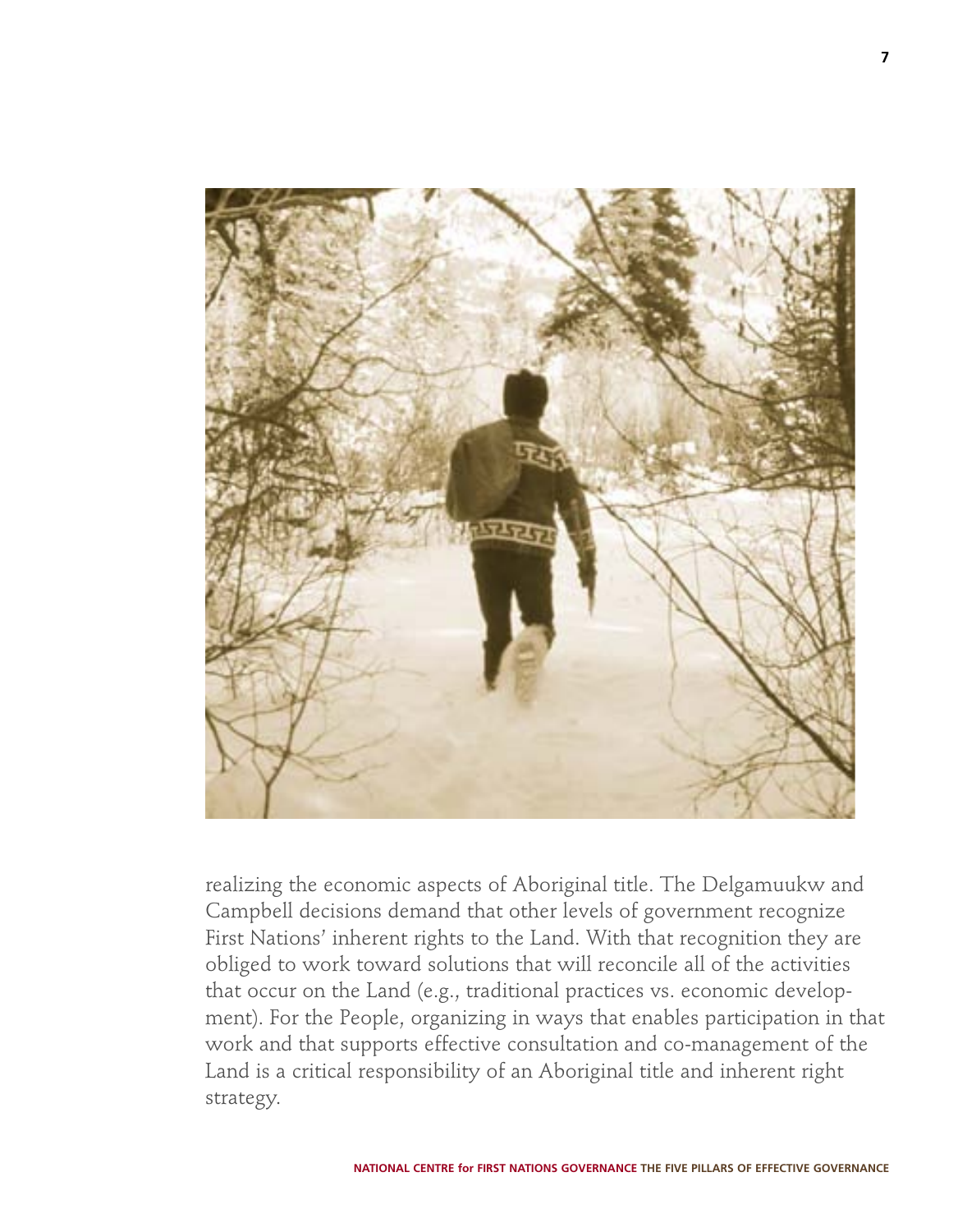realizing the economic aspects of Aboriginal title. The Delgamuukw and Campbell decisions demand that other levels of government recognize First Nations' inherent rights to the Land. With that recognition they are obliged to work toward solutions that will reconcile all of the activities that occur on the Land (e.g., traditional practices vs. economic development). For the People, organizing in ways that enables participation in that work and that supports effective consultation and co-management of the Land is a critical responsibility of an Aboriginal title and inherent right strategy.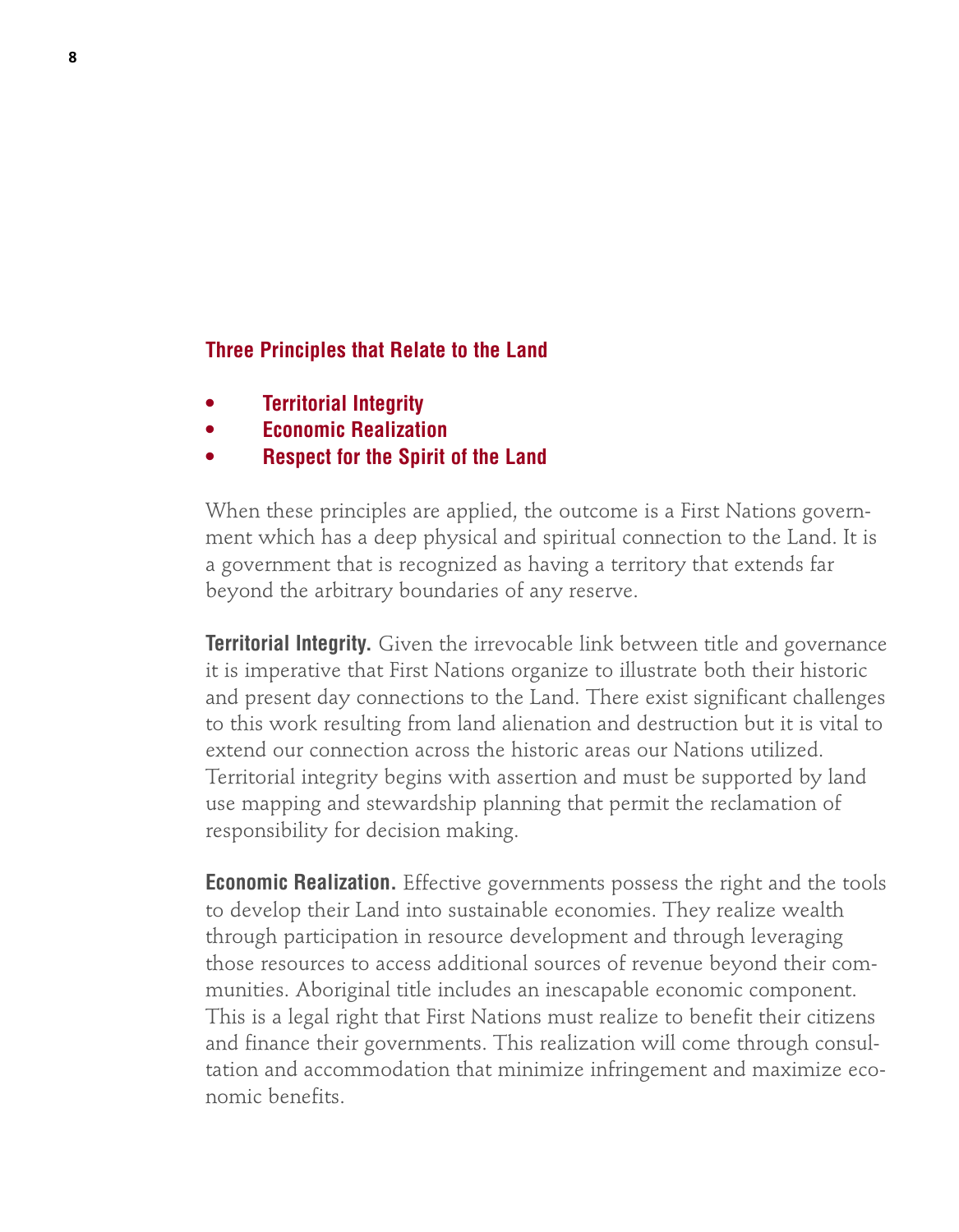## Three Principles that Relate to the Land

- **Territorial Integrity**
- **Economic Realization**
- **Respect for the Spirit of the Land**

When these principles are applied, the outcome is a First Nations government which has a deep physical and spiritual connection to the Land. It is a government that is recognized as having a territory that extends far beyond the arbitrary boundaries of any reserve.

**Territorial Integrity.** Given the irrevocable link between title and governance it is imperative that First Nations organize to illustrate both their historic and present day connections to the Land. There exist significant challenges to this work resulting from land alienation and destruction but it is vital to extend our connection across the historic areas our Nations utilized. Territorial integrity begins with assertion and must be supported by land use mapping and stewardship planning that permit the reclamation of responsibility for decision making.

**Economic Realization.** Effective governments possess the right and the tools to develop their Land into sustainable economies. They realize wealth through participation in resource development and through leveraging those resources to access additional sources of revenue beyond their communities. Aboriginal title includes an inescapable economic component. This is a legal right that First Nations must realize to benefit their citizens and finance their governments. This realization will come through consultation and accommodation that minimize infringement and maximize economic benefits.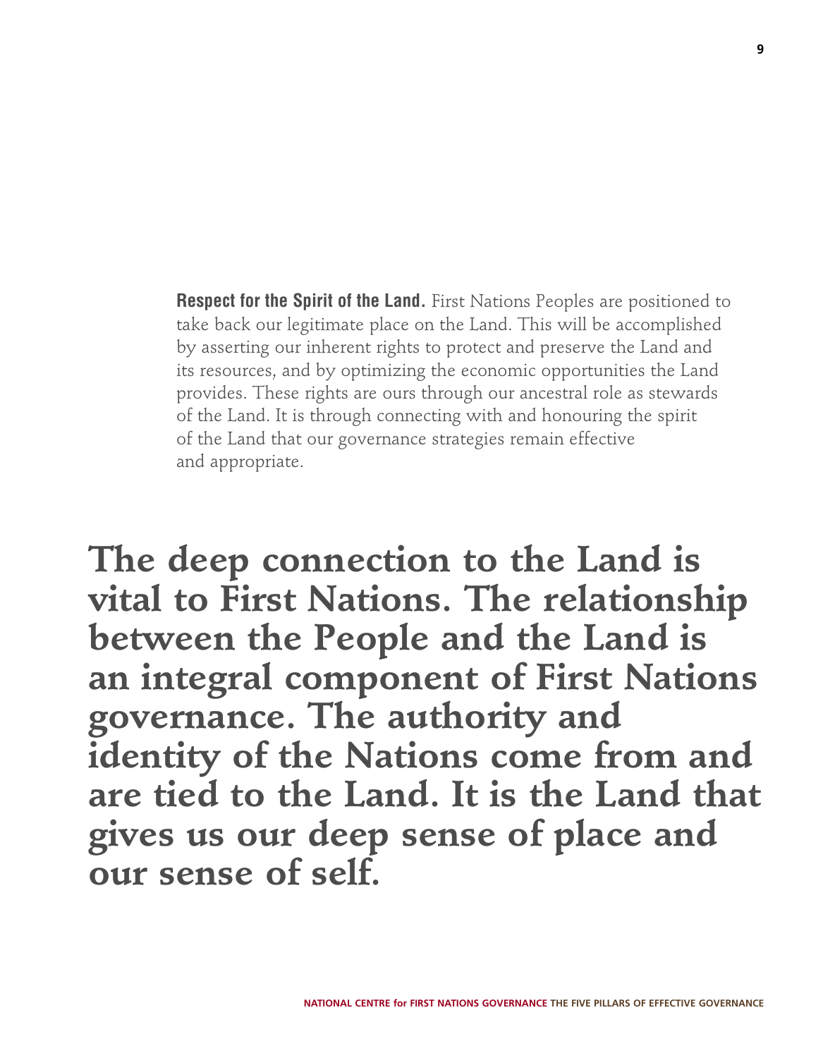**Respect for the Spirit of the Land.** First Nations Peoples are positioned to take back our legitimate place on the Land. This will be accomplished by asserting our inherent rights to protect and preserve the Land and its resources, and by optimizing the economic opportunities the Land provides. These rights are ours through our ancestral role as stewards of the Land. It is through connecting with and honouring the spirit of the Land that our governance strategies remain effective and appropriate.

**The deep connection to the Land is vital to First Nations. The relationship between the People and the Land is an integral component of First Nations governance. The authority and identity of the Nations come from and are tied to the Land. It is the Land that gives us our deep sense of place and our sense of self.**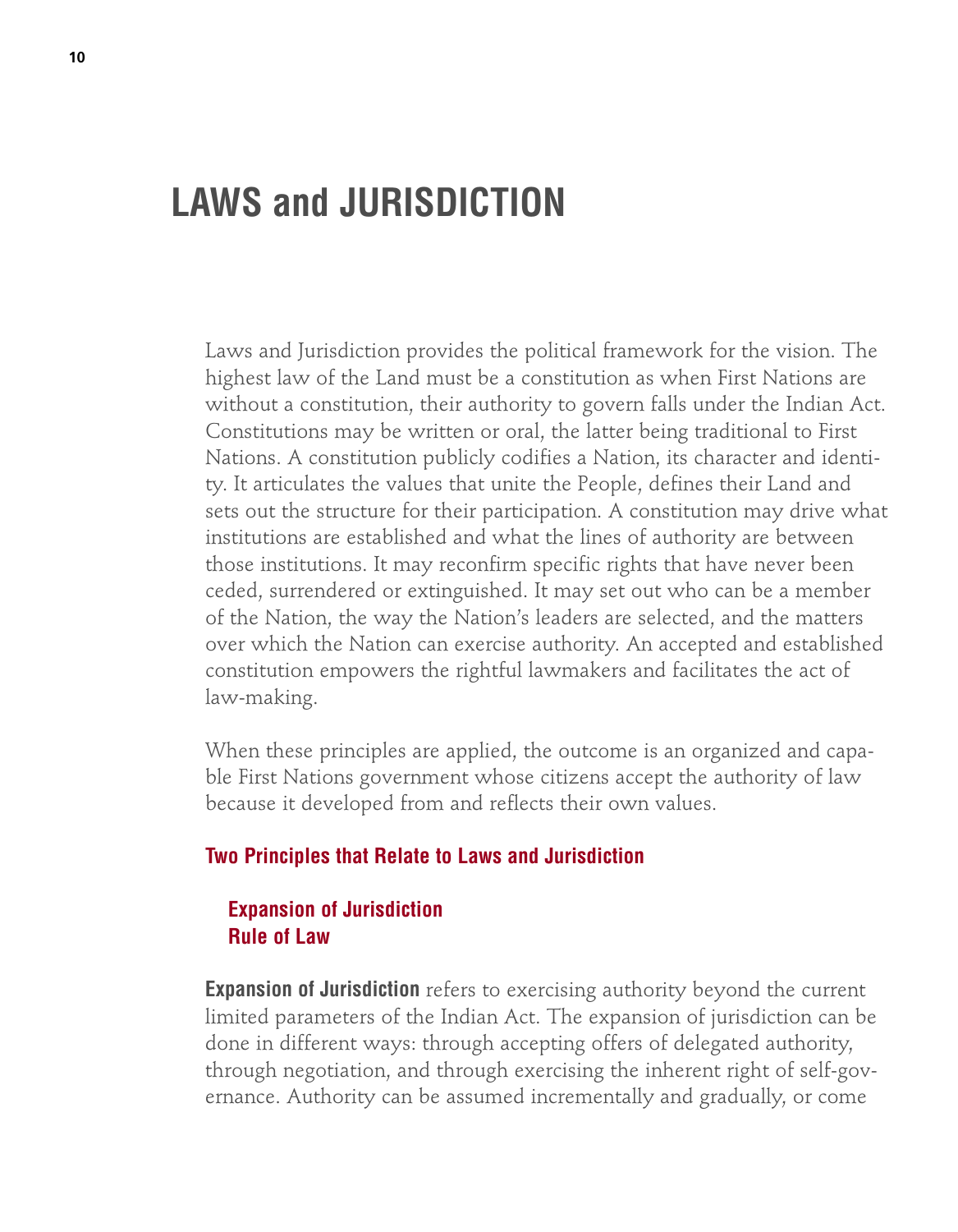# LAWS and JURISDICTION

Laws and Jurisdiction provides the political framework for the vision. The highest law of the Land must be a constitution as when First Nations are without a constitution, their authority to govern falls under the Indian Act. Constitutions may be written or oral, the latter being traditional to First Nations. A constitution publicly codifies a Nation, its character and identity. It articulates the values that unite the People, defines their Land and sets out the structure for their participation. A constitution may drive what institutions are established and what the lines of authority are between those institutions. It may reconfirm specific rights that have never been ceded, surrendered or extinguished. It may set out who can be a member of the Nation, the way the Nation's leaders are selected, and the matters over which the Nation can exercise authority. An accepted and established constitution empowers the rightful lawmakers and facilitates the act of law-making.

When these principles are applied, the outcome is an organized and capable First Nations government whose citizens accept the authority of law because it developed from and reflects their own values.

### Two Principles that Relate to Laws and Jurisdiction

**Expansion of Jurisdiction**
**Rule of Law**

**Expansion of Jurisdiction** refers to exercising authority beyond the current limited parameters of the Indian Act. The expansion of jurisdiction can be done in different ways: through accepting offers of delegated authority, through negotiation, and through exercising the inherent right of self-governance. Authority can be assumed incrementally and gradually, or come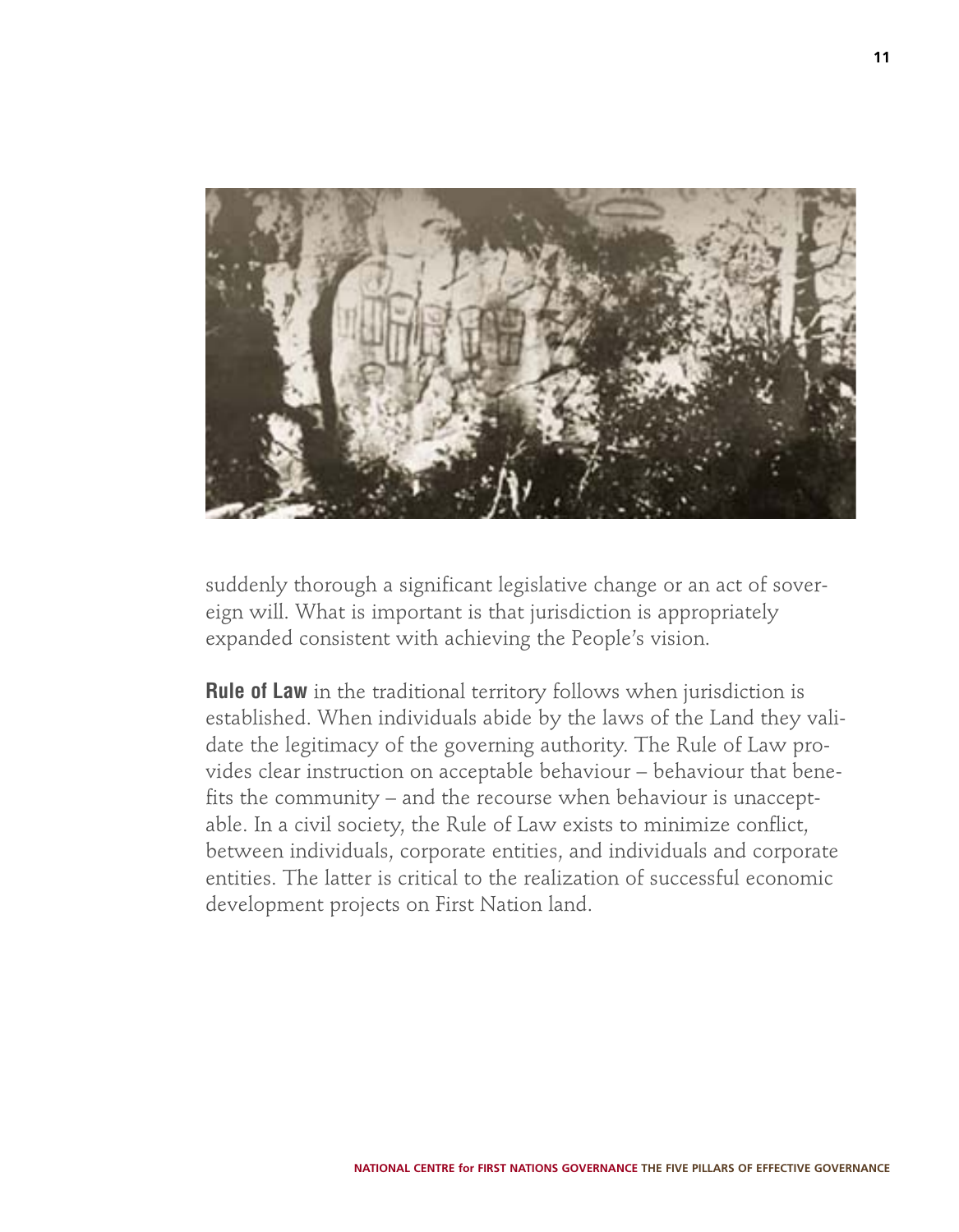suddenly thorough a significant legislative change or an act of sovereign will. What is important is that jurisdiction is appropriately expanded consistent with achieving the People's vision.

**Rule of Law** in the traditional territory follows when jurisdiction is established. When individuals abide by the laws of the Land they validate the legitimacy of the governing authority. The Rule of Law provides clear instruction on acceptable behaviour – behaviour that benefits the community – and the recourse when behaviour is unacceptable. In a civil society, the Rule of Law exists to minimize conflict, between individuals, corporate entities, and individuals and corporate entities. The latter is critical to the realization of successful economic development projects on First Nation land.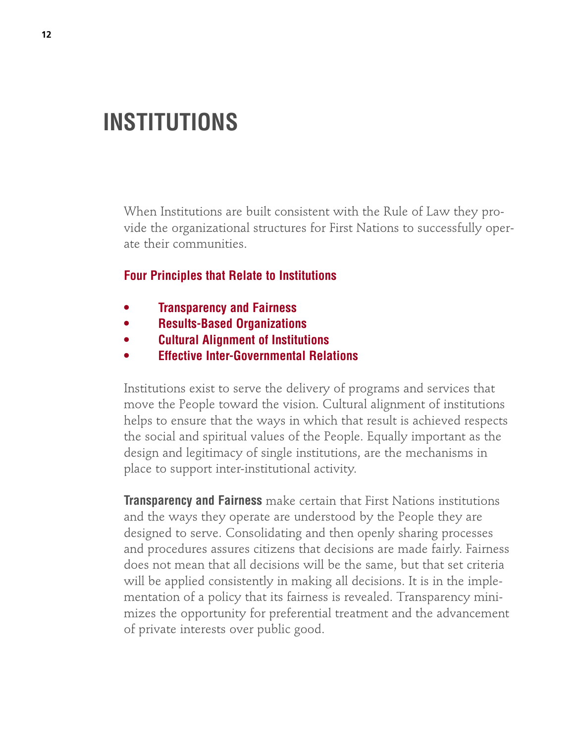# INSTITUTIONS

When Institutions are built consistent with the Rule of Law they provide the organizational structures for First Nations to successfully operate their communities.

### Four Principles that Relate to Institutions

- **Transparency and Fairness**
- **Results-Based Organizations**
- **Cultural Alignment of Institutions**
- **Effective Inter-Governmental Relations**

Institutions exist to serve the delivery of programs and services that move the People toward the vision. Cultural alignment of institutions helps to ensure that the ways in which that result is achieved respects the social and spiritual values of the People. Equally important as the design and legitimacy of single institutions, are the mechanisms in place to support inter-institutional activity.

**Transparency and Fairness** make certain that First Nations institutions and the ways they operate are understood by the People they are designed to serve. Consolidating and then openly sharing processes and procedures assures citizens that decisions are made fairly. Fairness does not mean that all decisions will be the same, but that set criteria will be applied consistently in making all decisions. It is in the implementation of a policy that its fairness is revealed. Transparency minimizes the opportunity for preferential treatment and the advancement of private interests over public good.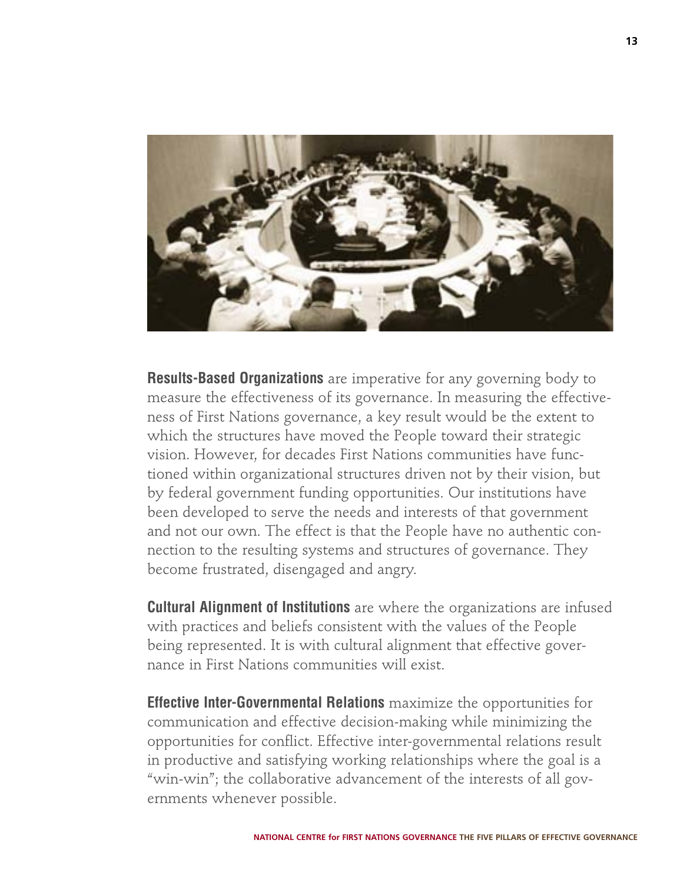**Results-Based Organizations** are imperative for any governing body to measure the effectiveness of its governance. In measuring the effectiveness of First Nations governance, a key result would be the extent to which the structures have moved the People toward their strategic vision. However, for decades First Nations communities have functioned within organizational structures driven not by their vision, but by federal government funding opportunities. Our institutions have been developed to serve the needs and interests of that government and not our own. The effect is that the People have no authentic connection to the resulting systems and structures of governance. They become frustrated, disengaged and angry.

**Cultural Alignment of Institutions** are where the organizations are infused with practices and beliefs consistent with the values of the People being represented. It is with cultural alignment that effective governance in First Nations communities will exist.

**Effective Inter-Governmental Relations** maximize the opportunities for communication and effective decision-making while minimizing the opportunities for conflict. Effective inter-governmental relations result in productive and satisfying working relationships where the goal is a "win-win"; the collaborative advancement of the interests of all governments whenever possible.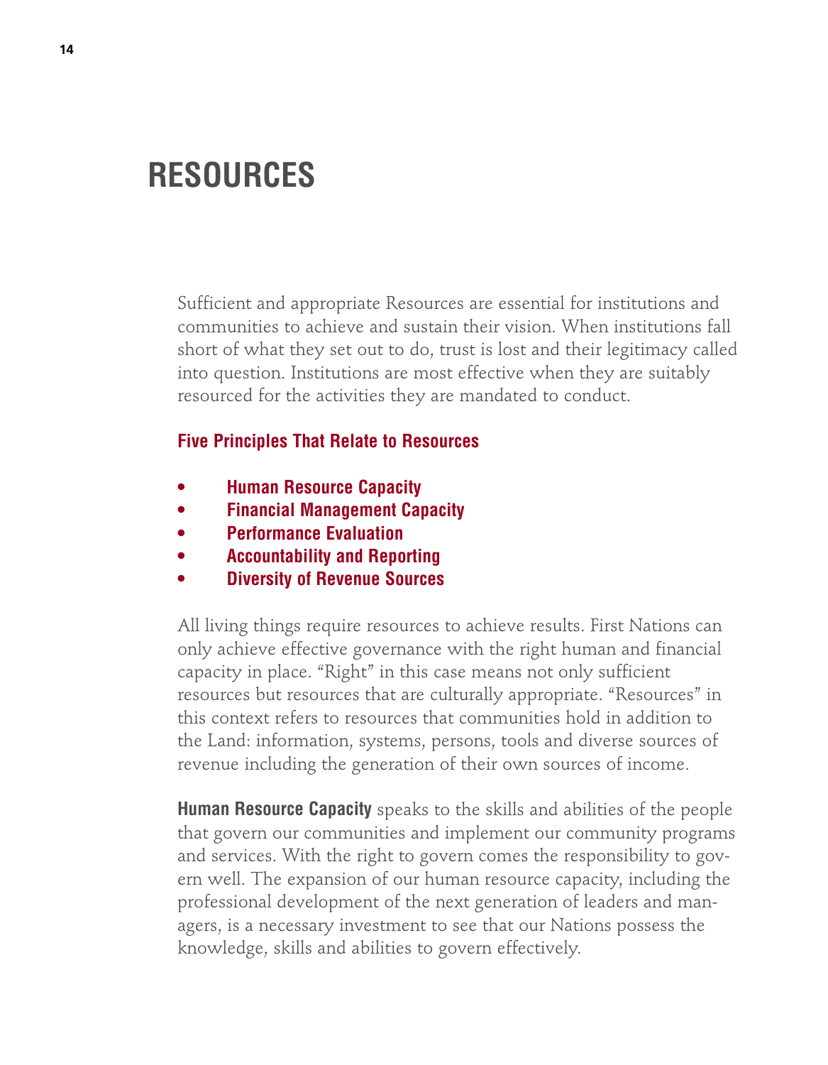# RESOURCES

Sufficient and appropriate Resources are essential for institutions and communities to achieve and sustain their vision. When institutions fall short of what they set out to do, trust is lost and their legitimacy called into question. Institutions are most effective when they are suitably resourced for the activities they are mandated to conduct.

### Five Principles That Relate to Resources

- **Human Resource Capacity**
- **Financial Management Capacity**
- **Performance Evaluation**
- **Accountability and Reporting**
- **Diversity of Revenue Sources**

All living things require resources to achieve results. First Nations can only achieve effective governance with the right human and financial capacity in place. “Right” in this case means not only sufficient resources but resources that are culturally appropriate. “Resources” in this context refers to resources that communities hold in addition to the Land: information, systems, persons, tools and diverse sources of revenue including the generation of their own sources of income.

**Human Resource Capacity** speaks to the skills and abilities of the people that govern our communities and implement our community programs and services. With the right to govern comes the responsibility to govern well. The expansion of our human resource capacity, including the professional development of the next generation of leaders and managers, is a necessary investment to see that our Nations possess the knowledge, skills and abilities to govern effectively.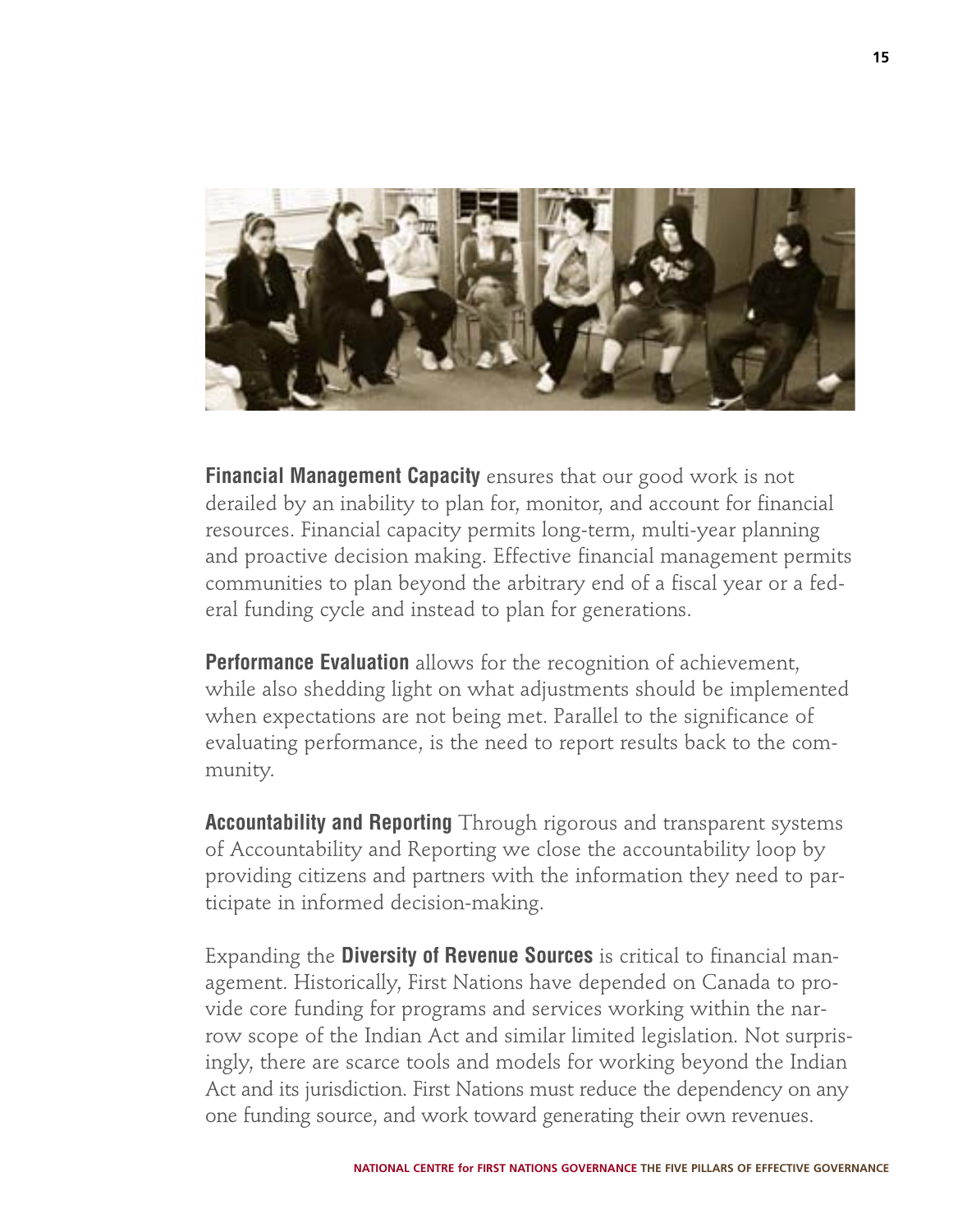**Financial Management Capacity** ensures that our good work is not derailed by an inability to plan for, monitor, and account for financial resources. Financial capacity permits long-term, multi-year planning and proactive decision making. Effective financial management permits communities to plan beyond the arbitrary end of a fiscal year or a federal funding cycle and instead to plan for generations.

**Performance Evaluation** allows for the recognition of achievement, while also shedding light on what adjustments should be implemented when expectations are not being met. Parallel to the significance of evaluating performance, is the need to report results back to the community.

**Accountability and Reporting** Through rigorous and transparent systems of Accountability and Reporting we close the accountability loop by providing citizens and partners with the information they need to participate in informed decision-making.

Expanding the **Diversity of Revenue Sources** is critical to financial management. Historically, First Nations have depended on Canada to provide core funding for programs and services working within the narrow scope of the Indian Act and similar limited legislation. Not surprisingly, there are scarce tools and models for working beyond the Indian Act and its jurisdiction. First Nations must reduce the dependency on any one funding source, and work toward generating their own revenues.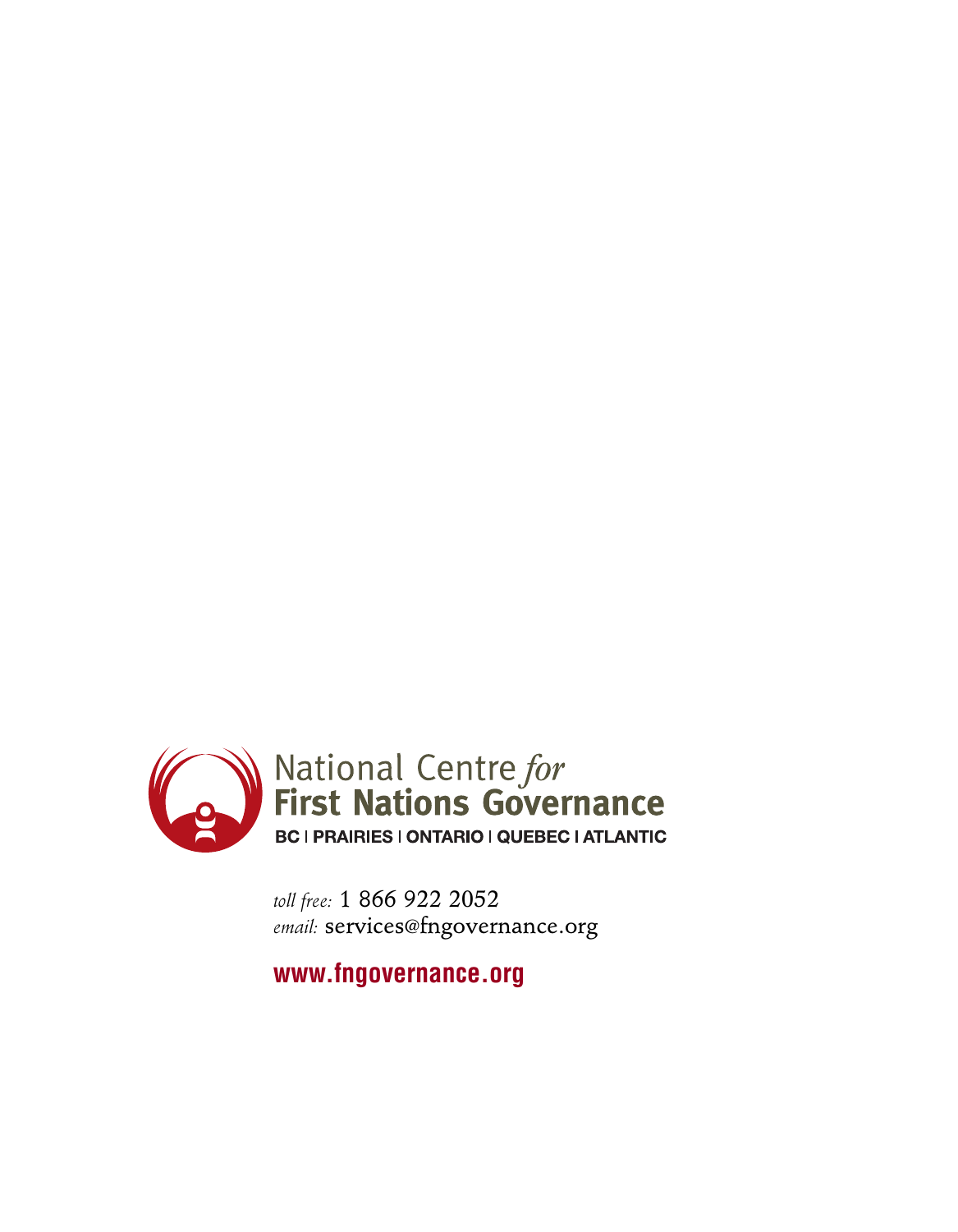National Centre *for*
**First Nations Governance**
**BC | PRAIRIES | ONTARIO | QUEBEC | ATLANTIC**

*toll free:* 1 866 922 2052
*email:* services@fngovernance.org

**www.fngovernance.org**